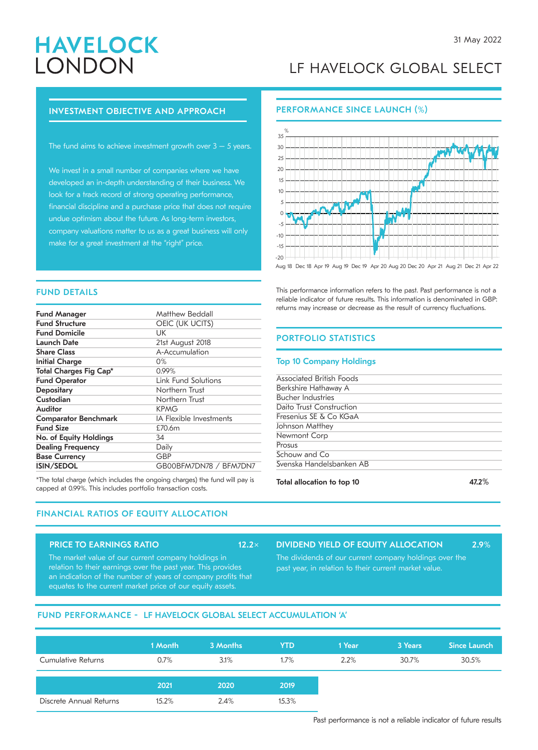# HAVELOCK LONDON

31 May 2022

# LF HAVELOCK GLOBAL SELECT

## INVESTMENT OBJECTIVE AND APPROACH

The fund aims to achieve investment growth over 3 – 5 years.

We invest in a small number of companies where we have developed an in-depth understanding of their business. We look for a track record of strong operating performance, financial discipline and a purchase price that does not require undue optimism about the future. As long-term investors, company valuations matter to us as a great business will only make for a great investment at the "right" price.

## PERFORMANCE SINCE LAUNCH (%)

This performance information refers to the past. Past performance is not a reliable indicator of future results. This information is denominated in GBP: returns may increase or decrease as the result of currency fluctuations.

## FUND DETAILS

| | |
|---|---|
| **Fund Manager** | Matthew Beddall |
| **Fund Structure** | OEIC (UK UCITS) |
| **Fund Domicile** | UK |
| **Launch Date** | 21st August 2018 |
| **Share Class** | A-Accumulation |
| **Initial Charge** | 0% |
| **Total Charges Fig Cap*** | 0.99% |
| **Fund Operator** | Link Fund Solutions |
| **Depositary** | Northern Trust |
| **Custodian** | Northern Trust |
| **Auditor** | KPMG |
| **Comparator Benchmark** | IA Flexible Investments |
| **Fund Size** | £70.6m |
| **No. of Equity Holdings** | 34 |
| **Dealing Frequency** | Daily |
| **Base Currency** | GBP |
| **ISIN/SEDOL** | GB00BFM7DN78 / BFM7DN7 |

*The total charge (which includes the ongoing charges) the fund will pay is capped at 0.99%. This includes portfolio transaction costs.

## PORTFOLIO STATISTICS

### Top 10 Company Holdings

- Associated British Foods
- Berkshire Hathaway A
- Bucher Industries
- Daito Trust Construction
- Fresenius SE & Co KGaA
- Johnson Matthey
- Newmont Corp
- Prosus
- Schouw and Co
- Svenska Handelsbanken AB

**Total allocation to top 10** 47.2%

## FINANCIAL RATIOS OF EQUITY ALLOCATION

### PRICE TO EARNINGS RATIO 12.2×

The market value of our current company holdings in relation to their earnings over the past year. This provides an indication of the number of years of company profits that equates to the current market price of our equity assets.

### DIVIDEND YIELD OF EQUITY ALLOCATION 2.9%

The dividends of our current company holdings over the past year, in relation to their current market value.

## FUND PERFORMANCE - LF HAVELOCK GLOBAL SELECT ACCUMULATION 'A'

| | 1 Month | 3 Months | YTD | 1 Year | 3 Years | Since Launch |
|---|---|---|---|---|---|---|
| Cumulative Returns | 0.7% | 3.1% | 1.7% | 2.2% | 30.7% | 30.5% |

| | 2021 | 2020 | 2019 |
|---|---|---|---|
| Discrete Annual Returns | 15.2% | 2.4% | 15.3% |

Past performance is not a reliable indicator of future results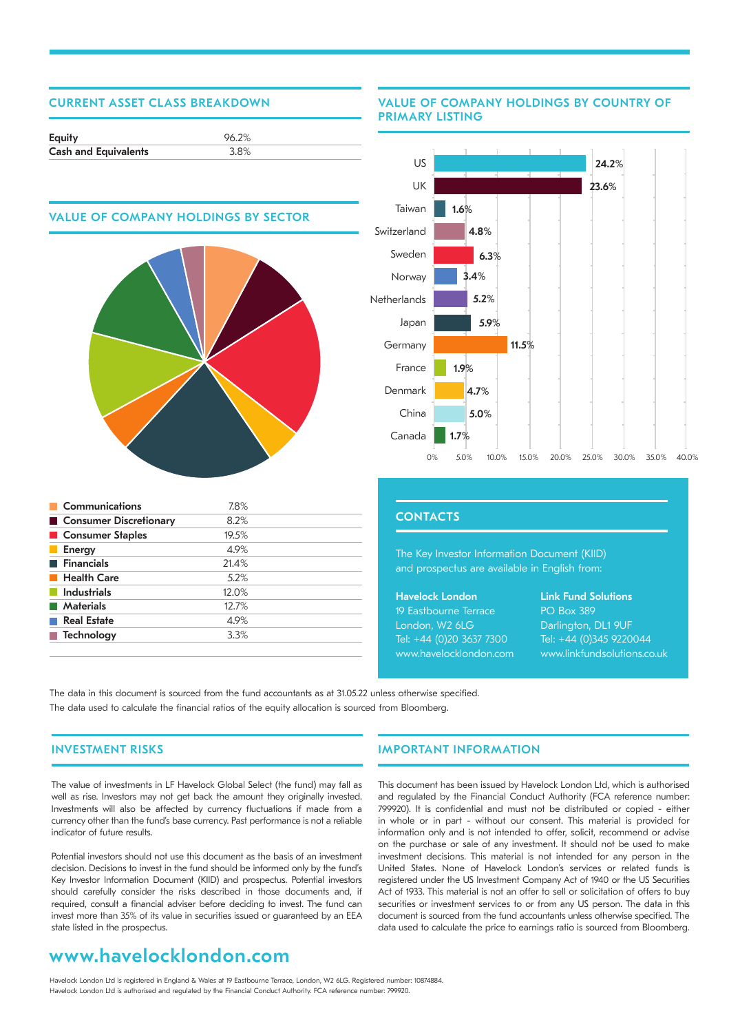## CURRENT ASSET CLASS BREAKDOWN

| | |
|---|---|
| **Equity** | 96.2% |
| **Cash and Equivalents** | 3.8% |

## VALUE OF COMPANY HOLDINGS BY SECTOR

| | |
|---|---|
| **Communications** | 7.8% |
| **Consumer Discretionary** | 8.2% |
| **Consumer Staples** | 19.5% |
| **Energy** | 4.9% |
| **Financials** | 21.4% |
| **Health Care** | 5.2% |
| **Industrials** | 12.0% |
| **Materials** | 12.7% |
| **Real Estate** | 4.9% |
| **Technology** | 3.3% |

## VALUE OF COMPANY HOLDINGS BY COUNTRY OF PRIMARY LISTING

US 24.2%
UK 23.6%
Taiwan 1.6%
Switzerland 4.8%
Sweden 6.3%
Norway 3.4%
Netherlands 5.2%
Japan 5.9%
Germany 11.5%
France 1.9%
Denmark 4.7%
China 5.0%
Canada 1.7%

0% 5.0% 10.0% 15.0% 20.0% 25.0% 30.0% 35.0% 40.0%

## CONTACTS

The Key Investor Information Document (KIID) and prospectus are available in English from:

**Havelock London**
19 Eastbourne Terrace
London, W2 6LG
Tel: +44 (0)20 3637 7300
www.havelocklondon.com

**Link Fund Solutions**
PO Box 389
Darlington, DL1 9UF
Tel: +44 (0)345 9220044
www.linkfundsolutions.co.uk

The data in this document is sourced from the fund accountants as at 31.05.22 unless otherwise specified.
The data used to calculate the financial ratios of the equity allocation is sourced from Bloomberg.

## INVESTMENT RISKS

The value of investments in LF Havelock Global Select (the fund) may fall as well as rise. Investors may not get back the amount they originally invested. Investments will also be affected by currency fluctuations if made from a currency other than the fund's base currency. Past performance is not a reliable indicator of future results.

Potential investors should not use this document as the basis of an investment decision. Decisions to invest in the fund should be informed only by the fund's Key Investor Information Document (KIID) and prospectus. Potential investors should carefully consider the risks described in those documents and, if required, consult a financial adviser before deciding to invest. The fund can invest more than 35% of its value in securities issued or guaranteed by an EEA state listed in the prospectus.

## IMPORTANT INFORMATION

This document has been issued by Havelock London Ltd, which is authorised and regulated by the Financial Conduct Authority (FCA reference number: 799920). It is confidential and must not be distributed or copied - either in whole or in part - without our consent. This material is provided for information only and is not intended to offer, solicit, recommend or advise on the purchase or sale of any investment. It should not be used to make investment decisions. This material is not intended for any person in the United States. None of Havelock London's services or related funds is registered under the US Investment Company Act of 1940 or the US Securities Act of 1933. This material is not an offer to sell or solicitation of offers to buy securities or investment services to or from any US person. The data in this document is sourced from the fund accountants unless otherwise specified. The data used to calculate the price to earnings ratio is sourced from Bloomberg.

## www.havelocklondon.com

Havelock London Ltd is registered in England & Wales at 19 Eastbourne Terrace, London, W2 6LG. Registered number: 10874884.
Havelock London Ltd is authorised and regulated by the Financial Conduct Authority. FCA reference number: 799920.